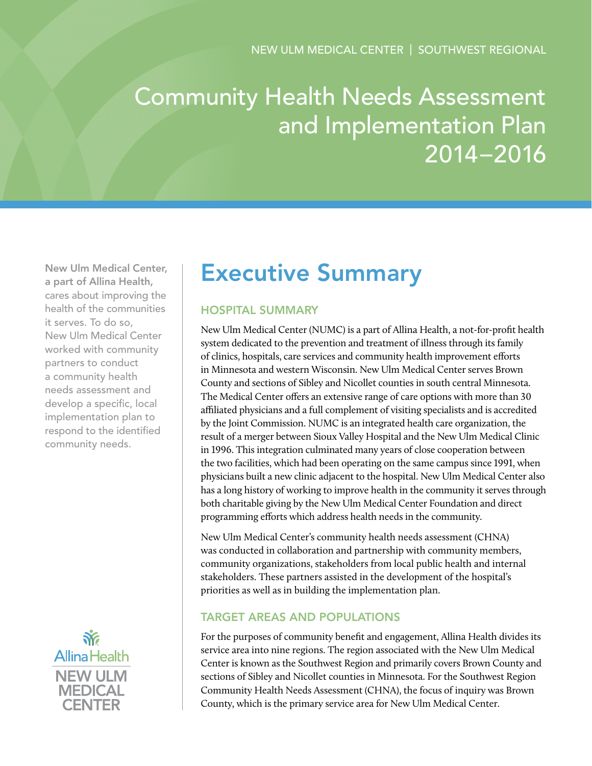NEW ULM MEDICAL CENTER | SOUTHWEST REGIONAL

# Community Health Needs Assessment and Implementation Plan 2014–2016

**New Ulm Medical Center, a part of Allina Health,** cares about improving the health of the communities it serves. To do so, New Ulm Medical Center worked with community partners to conduct a community health needs assessment and develop a specific, local implementation plan to respond to the identified community needs.

Allina Health
NEW ULM MEDICAL CENTER

## Executive Summary

### HOSPITAL SUMMARY

New Ulm Medical Center (NUMC) is a part of Allina Health, a not-for-profit health system dedicated to the prevention and treatment of illness through its family of clinics, hospitals, care services and community health improvement efforts in Minnesota and western Wisconsin. New Ulm Medical Center serves Brown County and sections of Sibley and Nicollet counties in south central Minnesota. The Medical Center offers an extensive range of care options with more than 30 affiliated physicians and a full complement of visiting specialists and is accredited by the Joint Commission. NUMC is an integrated health care organization, the result of a merger between Sioux Valley Hospital and the New Ulm Medical Clinic in 1996. This integration culminated many years of close cooperation between the two facilities, which had been operating on the same campus since 1991, when physicians built a new clinic adjacent to the hospital. New Ulm Medical Center also has a long history of working to improve health in the community it serves through both charitable giving by the New Ulm Medical Center Foundation and direct programming efforts which address health needs in the community.

New Ulm Medical Center's community health needs assessment (CHNA) was conducted in collaboration and partnership with community members, community organizations, stakeholders from local public health and internal stakeholders. These partners assisted in the development of the hospital's priorities as well as in building the implementation plan.

### TARGET AREAS AND POPULATIONS

For the purposes of community benefit and engagement, Allina Health divides its service area into nine regions. The region associated with the New Ulm Medical Center is known as the Southwest Region and primarily covers Brown County and sections of Sibley and Nicollet counties in Minnesota. For the Southwest Region Community Health Needs Assessment (CHNA), the focus of inquiry was Brown County, which is the primary service area for New Ulm Medical Center.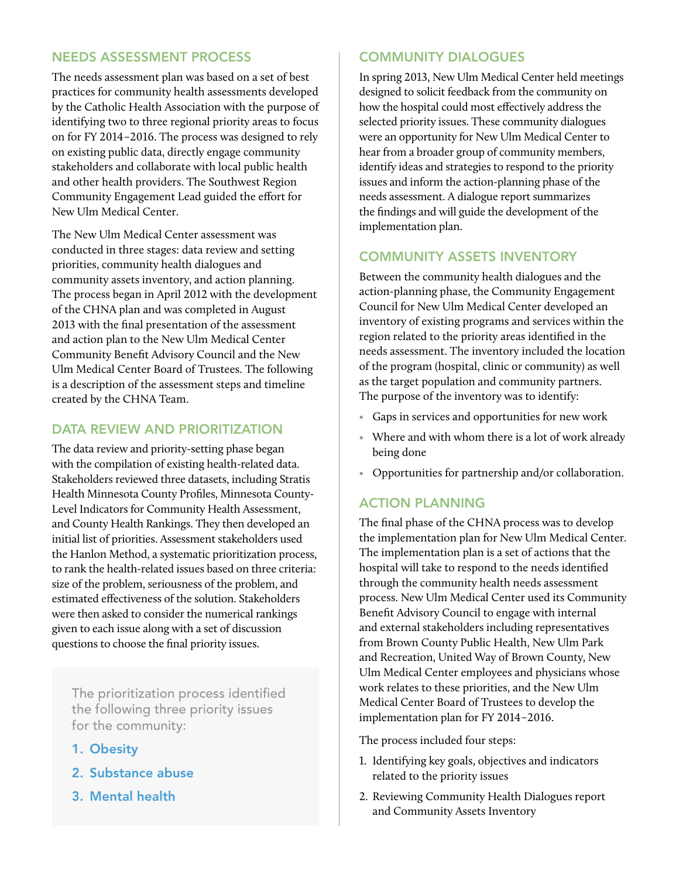## NEEDS ASSESSMENT PROCESS

The needs assessment plan was based on a set of best practices for community health assessments developed by the Catholic Health Association with the purpose of identifying two to three regional priority areas to focus on for FY 2014–2016. The process was designed to rely on existing public data, directly engage community stakeholders and collaborate with local public health and other health providers. The Southwest Region Community Engagement Lead guided the effort for New Ulm Medical Center.

The New Ulm Medical Center assessment was conducted in three stages: data review and setting priorities, community health dialogues and community assets inventory, and action planning. The process began in April 2012 with the development of the CHNA plan and was completed in August 2013 with the final presentation of the assessment and action plan to the New Ulm Medical Center Community Benefit Advisory Council and the New Ulm Medical Center Board of Trustees. The following is a description of the assessment steps and timeline created by the CHNA Team.

## DATA REVIEW AND PRIORITIZATION

The data review and priority-setting phase began with the compilation of existing health-related data. Stakeholders reviewed three datasets, including Stratis Health Minnesota County Profiles, Minnesota County-Level Indicators for Community Health Assessment, and County Health Rankings. They then developed an initial list of priorities. Assessment stakeholders used the Hanlon Method, a systematic prioritization process, to rank the health-related issues based on three criteria: size of the problem, seriousness of the problem, and estimated effectiveness of the solution. Stakeholders were then asked to consider the numerical rankings given to each issue along with a set of discussion questions to choose the final priority issues.

The prioritization process identified the following three priority issues for the community:

1. Obesity
2. Substance abuse
3. Mental health

## COMMUNITY DIALOGUES

In spring 2013, New Ulm Medical Center held meetings designed to solicit feedback from the community on how the hospital could most effectively address the selected priority issues. These community dialogues were an opportunity for New Ulm Medical Center to hear from a broader group of community members, identify ideas and strategies to respond to the priority issues and inform the action-planning phase of the needs assessment. A dialogue report summarizes the findings and will guide the development of the implementation plan.

## COMMUNITY ASSETS INVENTORY

Between the community health dialogues and the action-planning phase, the Community Engagement Council for New Ulm Medical Center developed an inventory of existing programs and services within the region related to the priority areas identified in the needs assessment. The inventory included the location of the program (hospital, clinic or community) as well as the target population and community partners. The purpose of the inventory was to identify:

- Gaps in services and opportunities for new work
- Where and with whom there is a lot of work already being done
- Opportunities for partnership and/or collaboration.

## ACTION PLANNING

The final phase of the CHNA process was to develop the implementation plan for New Ulm Medical Center. The implementation plan is a set of actions that the hospital will take to respond to the needs identified through the community health needs assessment process. New Ulm Medical Center used its Community Benefit Advisory Council to engage with internal and external stakeholders including representatives from Brown County Public Health, New Ulm Park and Recreation, United Way of Brown County, New Ulm Medical Center employees and physicians whose work relates to these priorities, and the New Ulm Medical Center Board of Trustees to develop the implementation plan for FY 2014–2016.

The process included four steps:

1. Identifying key goals, objectives and indicators related to the priority issues
2. Reviewing Community Health Dialogues report and Community Assets Inventory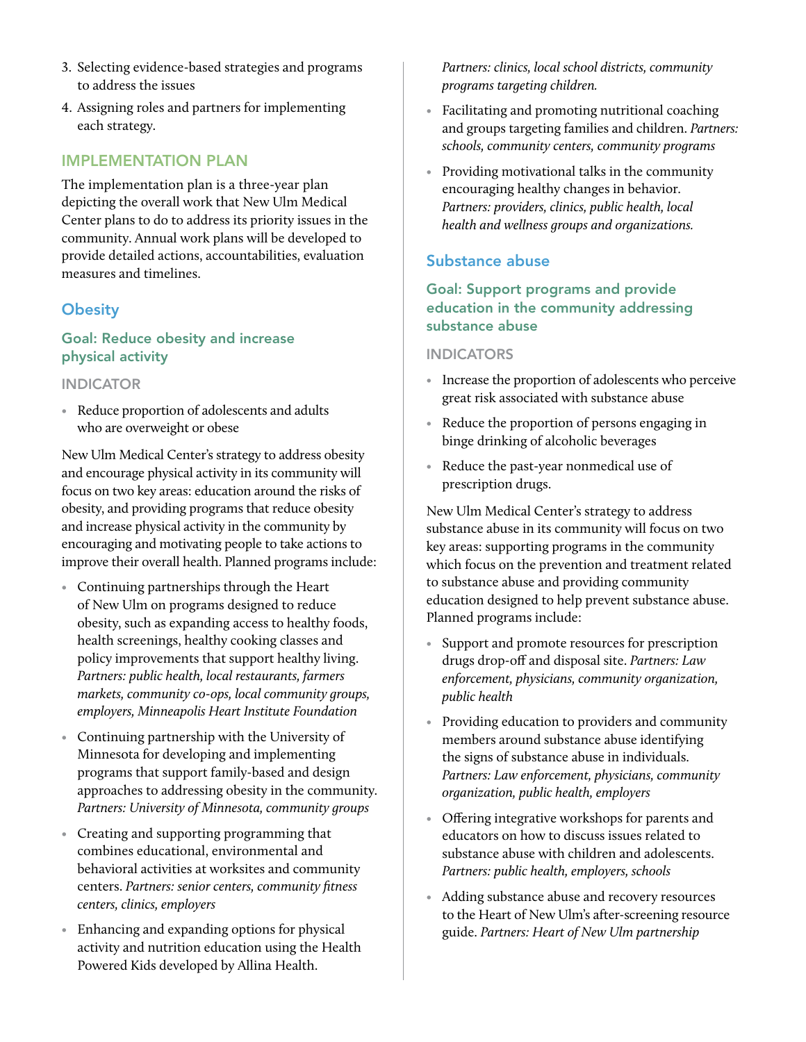3. Selecting evidence-based strategies and programs to address the issues
4. Assigning roles and partners for implementing each strategy.

## IMPLEMENTATION PLAN

The implementation plan is a three-year plan depicting the overall work that New Ulm Medical Center plans to do to address its priority issues in the community. Annual work plans will be developed to provide detailed actions, accountabilities, evaluation measures and timelines.

## Obesity

### Goal: Reduce obesity and increase physical activity

#### INDICATOR

- Reduce proportion of adolescents and adults who are overweight or obese

New Ulm Medical Center's strategy to address obesity and encourage physical activity in its community will focus on two key areas: education around the risks of obesity, and providing programs that reduce obesity and increase physical activity in the community by encouraging and motivating people to take actions to improve their overall health. Planned programs include:

- Continuing partnerships through the Heart of New Ulm on programs designed to reduce obesity, such as expanding access to healthy foods, health screenings, healthy cooking classes and policy improvements that support healthy living. *Partners: public health, local restaurants, farmers markets, community co-ops, local community groups, employers, Minneapolis Heart Institute Foundation*
- Continuing partnership with the University of Minnesota for developing and implementing programs that support family-based and design approaches to addressing obesity in the community. *Partners: University of Minnesota, community groups*
- Creating and supporting programming that combines educational, environmental and behavioral activities at worksites and community centers. *Partners: senior centers, community fitness centers, clinics, employers*
- Enhancing and expanding options for physical activity and nutrition education using the Health Powered Kids developed by Allina Health. *Partners: clinics, local school districts, community programs targeting children.*
- Facilitating and promoting nutritional coaching and groups targeting families and children. *Partners: schools, community centers, community programs*
- Providing motivational talks in the community encouraging healthy changes in behavior. *Partners: providers, clinics, public health, local health and wellness groups and organizations.*

## Substance abuse

### Goal: Support programs and provide education in the community addressing substance abuse

#### INDICATORS

- Increase the proportion of adolescents who perceive great risk associated with substance abuse
- Reduce the proportion of persons engaging in binge drinking of alcoholic beverages
- Reduce the past-year nonmedical use of prescription drugs.

New Ulm Medical Center's strategy to address substance abuse in its community will focus on two key areas: supporting programs in the community which focus on the prevention and treatment related to substance abuse and providing community education designed to help prevent substance abuse. Planned programs include:

- Support and promote resources for prescription drugs drop-off and disposal site. *Partners: Law enforcement, physicians, community organization, public health*
- Providing education to providers and community members around substance abuse identifying the signs of substance abuse in individuals. *Partners: Law enforcement, physicians, community organization, public health, employers*
- Offering integrative workshops for parents and educators on how to discuss issues related to substance abuse with children and adolescents. *Partners: public health, employers, schools*
- Adding substance abuse and recovery resources to the Heart of New Ulm's after-screening resource guide. *Partners: Heart of New Ulm partnership*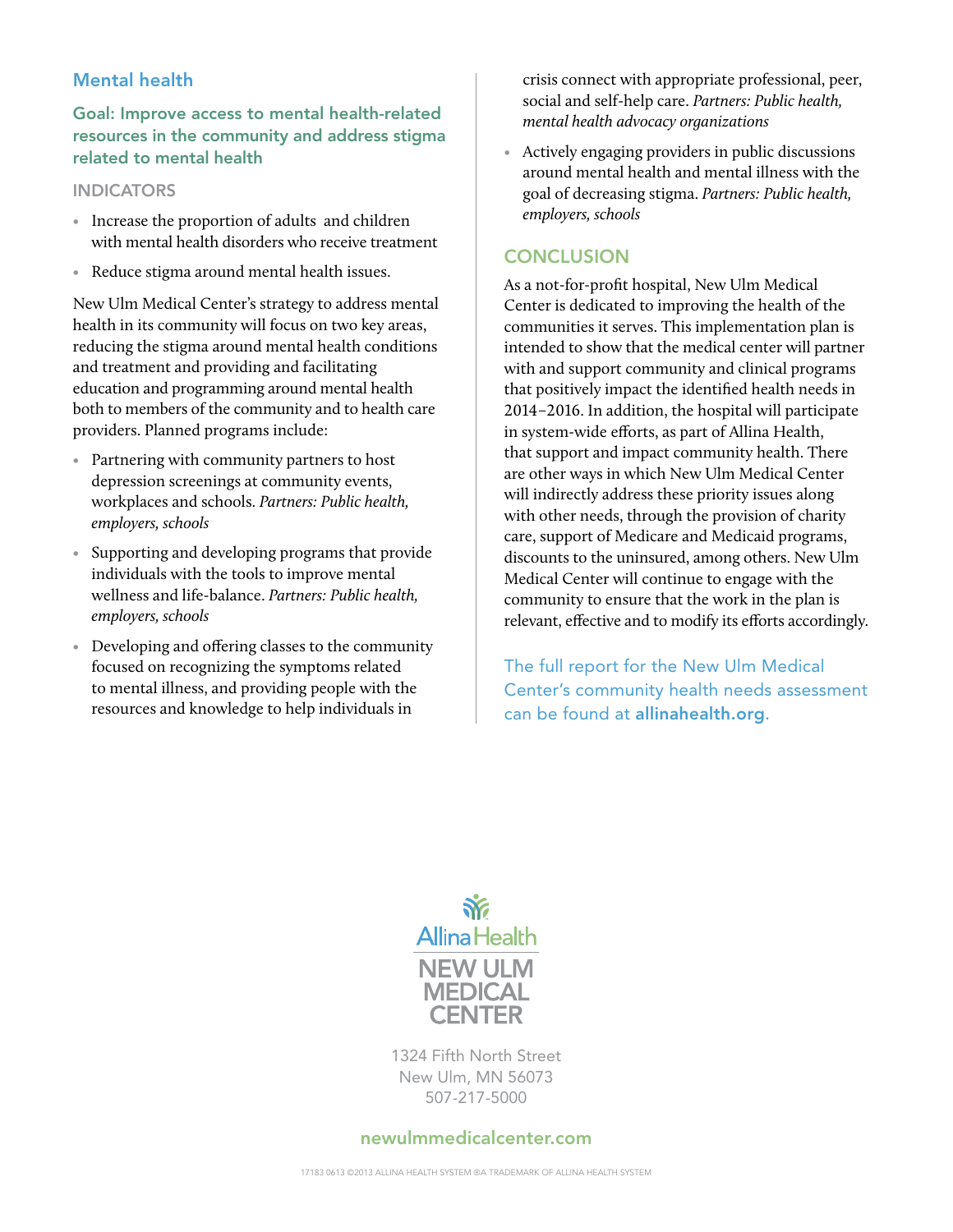## Mental health

### Goal: Improve access to mental health-related resources in the community and address stigma related to mental health

#### INDICATORS

- Increase the proportion of adults and children with mental health disorders who receive treatment
- Reduce stigma around mental health issues.

New Ulm Medical Center's strategy to address mental health in its community will focus on two key areas, reducing the stigma around mental health conditions and treatment and providing and facilitating education and programming around mental health both to members of the community and to health care providers. Planned programs include:

- Partnering with community partners to host depression screenings at community events, workplaces and schools. *Partners: Public health, employers, schools*
- Supporting and developing programs that provide individuals with the tools to improve mental wellness and life-balance. *Partners: Public health, employers, schools*
- Developing and offering classes to the community focused on recognizing the symptoms related to mental illness, and providing people with the resources and knowledge to help individuals in crisis connect with appropriate professional, peer, social and self-help care. *Partners: Public health, mental health advocacy organizations*
- Actively engaging providers in public discussions around mental health and mental illness with the goal of decreasing stigma. *Partners: Public health, employers, schools*

## CONCLUSION

As a not-for-profit hospital, New Ulm Medical Center is dedicated to improving the health of the communities it serves. This implementation plan is intended to show that the medical center will partner with and support community and clinical programs that positively impact the identified health needs in 2014–2016. In addition, the hospital will participate in system-wide efforts, as part of Allina Health, that support and impact community health. There are other ways in which New Ulm Medical Center will indirectly address these priority issues along with other needs, through the provision of charity care, support of Medicare and Medicaid programs, discounts to the uninsured, among others. New Ulm Medical Center will continue to engage with the community to ensure that the work in the plan is relevant, effective and to modify its efforts accordingly.

The full report for the New Ulm Medical Center's community health needs assessment can be found at **allinahealth.org**.

Allina Health
NEW ULM MEDICAL CENTER

1324 Fifth North Street
New Ulm, MN 56073
507-217-5000

newulmmedicalcenter.com

17183 0613 ©2013 ALLINA HEALTH SYSTEM ®A TRADEMARK OF ALLINA HEALTH SYSTEM